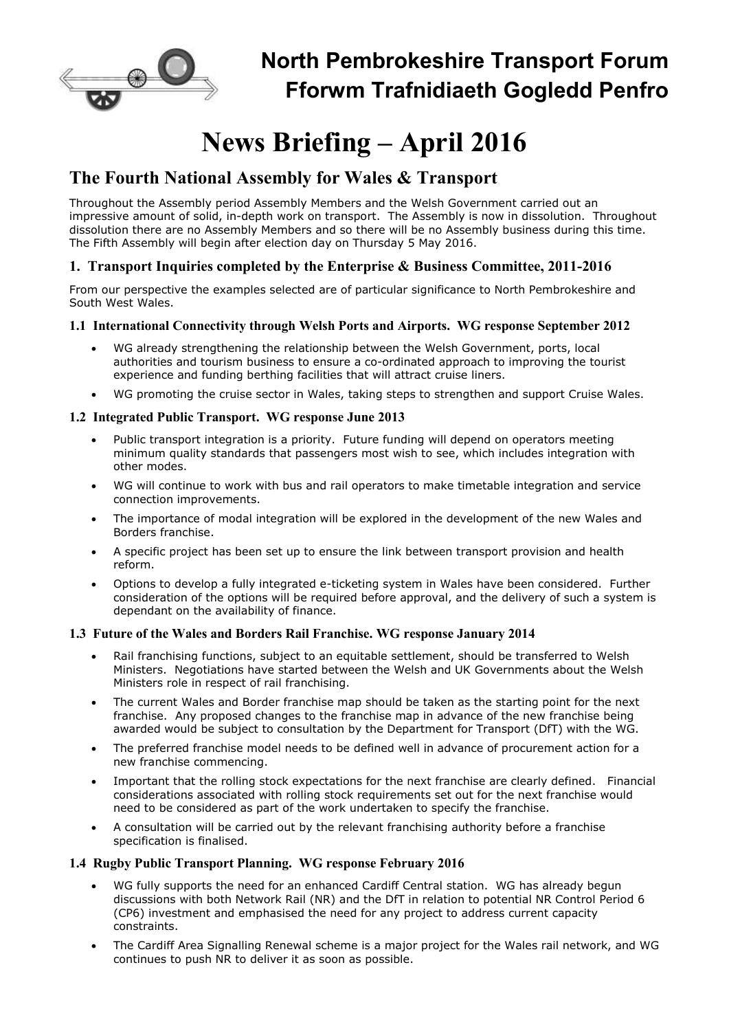# North Pembrokeshire Transport Forum
# Fforwm Trafnidiaeth Gogledd Penfro

# News Briefing – April 2016

## The Fourth National Assembly for Wales & Transport

Throughout the Assembly period Assembly Members and the Welsh Government carried out an impressive amount of solid, in-depth work on transport. The Assembly is now in dissolution. Throughout dissolution there are no Assembly Members and so there will be no Assembly business during this time. The Fifth Assembly will begin after election day on Thursday 5 May 2016.

### 1. Transport Inquiries completed by the Enterprise & Business Committee, 2011-2016

From our perspective the examples selected are of particular significance to North Pembrokeshire and South West Wales.

#### 1.1 International Connectivity through Welsh Ports and Airports. WG response September 2012

- WG already strengthening the relationship between the Welsh Government, ports, local authorities and tourism business to ensure a co-ordinated approach to improving the tourist experience and funding berthing facilities that will attract cruise liners.
- WG promoting the cruise sector in Wales, taking steps to strengthen and support Cruise Wales.

#### 1.2 Integrated Public Transport. WG response June 2013

- Public transport integration is a priority. Future funding will depend on operators meeting minimum quality standards that passengers most wish to see, which includes integration with other modes.
- WG will continue to work with bus and rail operators to make timetable integration and service connection improvements.
- The importance of modal integration will be explored in the development of the new Wales and Borders franchise.
- A specific project has been set up to ensure the link between transport provision and health reform.
- Options to develop a fully integrated e-ticketing system in Wales have been considered. Further consideration of the options will be required before approval, and the delivery of such a system is dependant on the availability of finance.

#### 1.3 Future of the Wales and Borders Rail Franchise. WG response January 2014

- Rail franchising functions, subject to an equitable settlement, should be transferred to Welsh Ministers. Negotiations have started between the Welsh and UK Governments about the Welsh Ministers role in respect of rail franchising.
- The current Wales and Border franchise map should be taken as the starting point for the next franchise. Any proposed changes to the franchise map in advance of the new franchise being awarded would be subject to consultation by the Department for Transport (DfT) with the WG.
- The preferred franchise model needs to be defined well in advance of procurement action for a new franchise commencing.
- Important that the rolling stock expectations for the next franchise are clearly defined. Financial considerations associated with rolling stock requirements set out for the next franchise would need to be considered as part of the work undertaken to specify the franchise.
- A consultation will be carried out by the relevant franchising authority before a franchise specification is finalised.

#### 1.4 Rugby Public Transport Planning. WG response February 2016

- WG fully supports the need for an enhanced Cardiff Central station. WG has already begun discussions with both Network Rail (NR) and the DfT in relation to potential NR Control Period 6 (CP6) investment and emphasised the need for any project to address current capacity constraints.
- The Cardiff Area Signalling Renewal scheme is a major project for the Wales rail network, and WG continues to push NR to deliver it as soon as possible.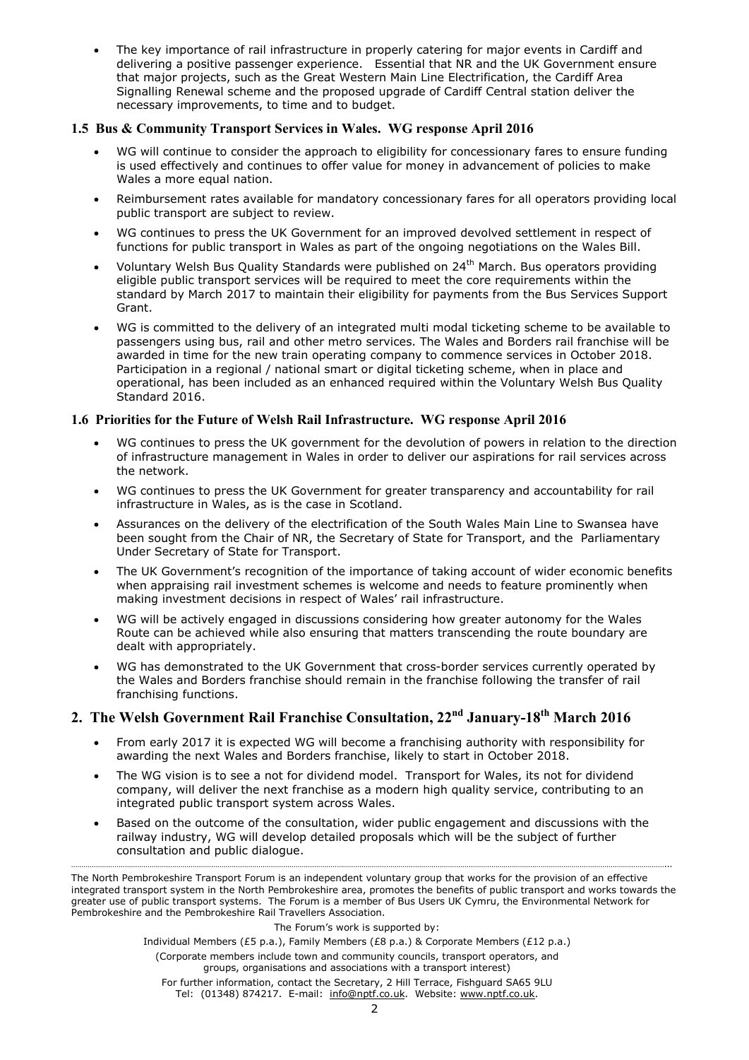- The key importance of rail infrastructure in properly catering for major events in Cardiff and delivering a positive passenger experience. Essential that NR and the UK Government ensure that major projects, such as the Great Western Main Line Electrification, the Cardiff Area Signalling Renewal scheme and the proposed upgrade of Cardiff Central station deliver the necessary improvements, to time and to budget.

### 1.5 Bus & Community Transport Services in Wales. WG response April 2016

- WG will continue to consider the approach to eligibility for concessionary fares to ensure funding is used effectively and continues to offer value for money in advancement of policies to make Wales a more equal nation.
- Reimbursement rates available for mandatory concessionary fares for all operators providing local public transport are subject to review.
- WG continues to press the UK Government for an improved devolved settlement in respect of functions for public transport in Wales as part of the ongoing negotiations on the Wales Bill.
- Voluntary Welsh Bus Quality Standards were published on 24th March. Bus operators providing eligible public transport services will be required to meet the core requirements within the standard by March 2017 to maintain their eligibility for payments from the Bus Services Support Grant.
- WG is committed to the delivery of an integrated multi modal ticketing scheme to be available to passengers using bus, rail and other metro services. The Wales and Borders rail franchise will be awarded in time for the new train operating company to commence services in October 2018. Participation in a regional / national smart or digital ticketing scheme, when in place and operational, has been included as an enhanced required within the Voluntary Welsh Bus Quality Standard 2016.

### 1.6 Priorities for the Future of Welsh Rail Infrastructure. WG response April 2016

- WG continues to press the UK government for the devolution of powers in relation to the direction of infrastructure management in Wales in order to deliver our aspirations for rail services across the network.
- WG continues to press the UK Government for greater transparency and accountability for rail infrastructure in Wales, as is the case in Scotland.
- Assurances on the delivery of the electrification of the South Wales Main Line to Swansea have been sought from the Chair of NR, the Secretary of State for Transport, and the Parliamentary Under Secretary of State for Transport.
- The UK Government's recognition of the importance of taking account of wider economic benefits when appraising rail investment schemes is welcome and needs to feature prominently when making investment decisions in respect of Wales' rail infrastructure.
- WG will be actively engaged in discussions considering how greater autonomy for the Wales Route can be achieved while also ensuring that matters transcending the route boundary are dealt with appropriately.
- WG has demonstrated to the UK Government that cross-border services currently operated by the Wales and Borders franchise should remain in the franchise following the transfer of rail franchising functions.

## 2. The Welsh Government Rail Franchise Consultation, 22nd January-18th March 2016

- From early 2017 it is expected WG will become a franchising authority with responsibility for awarding the next Wales and Borders franchise, likely to start in October 2018.
- The WG vision is to see a not for dividend model. Transport for Wales, its not for dividend company, will deliver the next franchise as a modern high quality service, contributing to an integrated public transport system across Wales.
- Based on the outcome of the consultation, wider public engagement and discussions with the railway industry, WG will develop detailed proposals which will be the subject of further consultation and public dialogue.

---

The North Pembrokeshire Transport Forum is an independent voluntary group that works for the provision of an effective integrated transport system in the North Pembrokeshire area, promotes the benefits of public transport and works towards the greater use of public transport systems. The Forum is a member of Bus Users UK Cymru, the Environmental Network for Pembrokeshire and the Pembrokeshire Rail Travellers Association.

The Forum's work is supported by:

Individual Members (£5 p.a.), Family Members (£8 p.a.) & Corporate Members (£12 p.a.)

(Corporate members include town and community councils, transport operators, and groups, organisations and associations with a transport interest)

For further information, contact the Secretary, 2 Hill Terrace, Fishguard SA65 9LU
Tel: (01348) 874217. E-mail: info@nptf.co.uk. Website: www.nptf.co.uk.